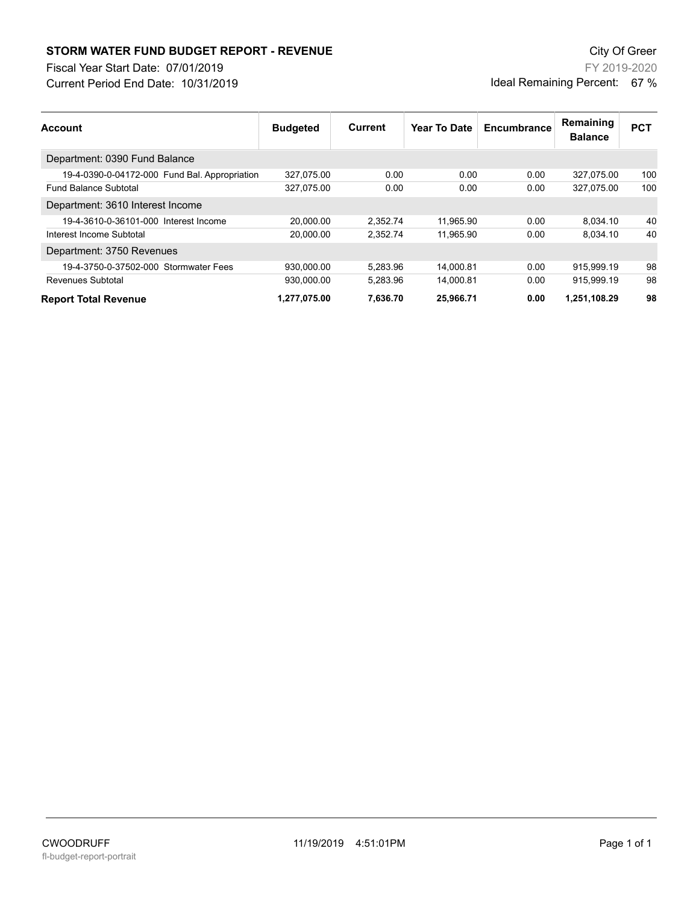**STORM WATER FUND BUDGET REPORT - REVENUE**

Fiscal Year Start Date: 07/01/2019

Current Period End Date: 10/31/2019

City Of Greer

FY 2019-2020

Ideal Remaining Percent: 67 %

| Account | Budgeted | Current | Year To Date | Encumbrance | Remaining Balance | PCT |
|---|---|---|---|---|---|---|
| Department: 0390 Fund Balance | | | | | | |
| 19-4-0390-0-04172-000 Fund Bal. Appropriation | 327,075.00 | 0.00 | 0.00 | 0.00 | 327,075.00 | 100 |
| Fund Balance Subtotal | 327,075.00 | 0.00 | 0.00 | 0.00 | 327,075.00 | 100 |
| Department: 3610 Interest Income | | | | | | |
| 19-4-3610-0-36101-000 Interest Income | 20,000.00 | 2,352.74 | 11,965.90 | 0.00 | 8,034.10 | 40 |
| Interest Income Subtotal | 20,000.00 | 2,352.74 | 11,965.90 | 0.00 | 8,034.10 | 40 |
| Department: 3750 Revenues | | | | | | |
| 19-4-3750-0-37502-000 Stormwater Fees | 930,000.00 | 5,283.96 | 14,000.81 | 0.00 | 915,999.19 | 98 |
| Revenues Subtotal | 930,000.00 | 5,283.96 | 14,000.81 | 0.00 | 915,999.19 | 98 |
| **Report Total Revenue** | **1,277,075.00** | **7,636.70** | **25,966.71** | **0.00** | **1,251,108.29** | **98** |

CWOODRUFF 11/19/2019 4:51:01PM

fl-budget-report-portrait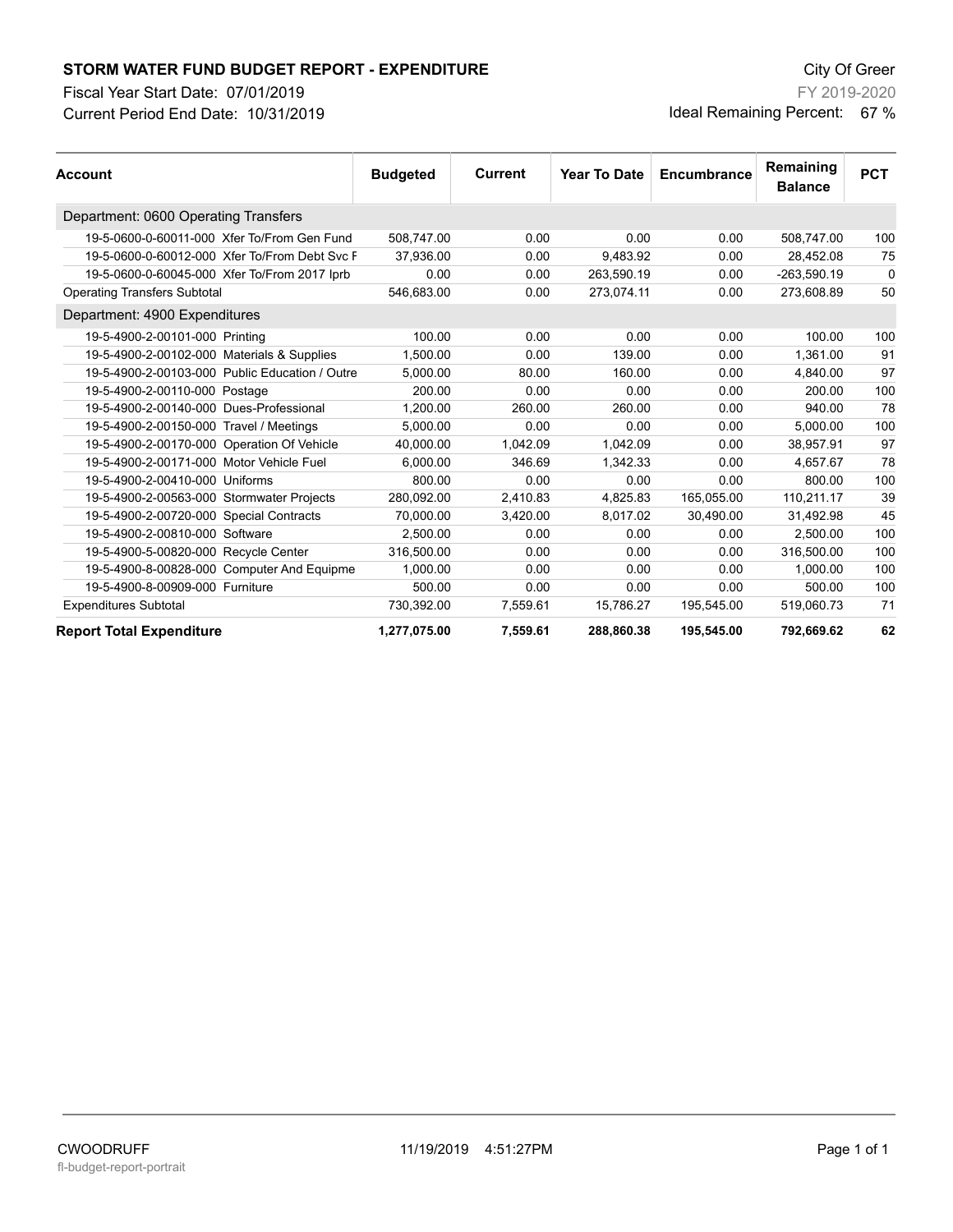**STORM WATER FUND BUDGET REPORT - EXPENDITURE**

City Of Greer

Fiscal Year Start Date: 07/01/2019

FY 2019-2020

Current Period End Date: 10/31/2019

Ideal Remaining Percent: 67 %

| Account | Budgeted | Current | Year To Date | Encumbrance | Remaining Balance | PCT |
|---|---|---|---|---|---|---|
| Department: 0600 Operating Transfers | | | | | | |
| 19-5-0600-0-60011-000 Xfer To/From Gen Fund | 508,747.00 | 0.00 | 0.00 | 0.00 | 508,747.00 | 100 |
| 19-5-0600-0-60012-000 Xfer To/From Debt Svc F | 37,936.00 | 0.00 | 9,483.92 | 0.00 | 28,452.08 | 75 |
| 19-5-0600-0-60045-000 Xfer To/From 2017 Iprb | 0.00 | 0.00 | 263,590.19 | 0.00 | -263,590.19 | 0 |
| Operating Transfers Subtotal | 546,683.00 | 0.00 | 273,074.11 | 0.00 | 273,608.89 | 50 |
| Department: 4900 Expenditures | | | | | | |
| 19-5-4900-2-00101-000 Printing | 100.00 | 0.00 | 0.00 | 0.00 | 100.00 | 100 |
| 19-5-4900-2-00102-000 Materials & Supplies | 1,500.00 | 0.00 | 139.00 | 0.00 | 1,361.00 | 91 |
| 19-5-4900-2-00103-000 Public Education / Outre | 5,000.00 | 80.00 | 160.00 | 0.00 | 4,840.00 | 97 |
| 19-5-4900-2-00110-000 Postage | 200.00 | 0.00 | 0.00 | 0.00 | 200.00 | 100 |
| 19-5-4900-2-00140-000 Dues-Professional | 1,200.00 | 260.00 | 260.00 | 0.00 | 940.00 | 78 |
| 19-5-4900-2-00150-000 Travel / Meetings | 5,000.00 | 0.00 | 0.00 | 0.00 | 5,000.00 | 100 |
| 19-5-4900-2-00170-000 Operation Of Vehicle | 40,000.00 | 1,042.09 | 1,042.09 | 0.00 | 38,957.91 | 97 |
| 19-5-4900-2-00171-000 Motor Vehicle Fuel | 6,000.00 | 346.69 | 1,342.33 | 0.00 | 4,657.67 | 78 |
| 19-5-4900-2-00410-000 Uniforms | 800.00 | 0.00 | 0.00 | 0.00 | 800.00 | 100 |
| 19-5-4900-2-00563-000 Stormwater Projects | 280,092.00 | 2,410.83 | 4,825.83 | 165,055.00 | 110,211.17 | 39 |
| 19-5-4900-2-00720-000 Special Contracts | 70,000.00 | 3,420.00 | 8,017.02 | 30,490.00 | 31,492.98 | 45 |
| 19-5-4900-2-00810-000 Software | 2,500.00 | 0.00 | 0.00 | 0.00 | 2,500.00 | 100 |
| 19-5-4900-5-00820-000 Recycle Center | 316,500.00 | 0.00 | 0.00 | 0.00 | 316,500.00 | 100 |
| 19-5-4900-8-00828-000 Computer And Equipme | 1,000.00 | 0.00 | 0.00 | 0.00 | 1,000.00 | 100 |
| 19-5-4900-8-00909-000 Furniture | 500.00 | 0.00 | 0.00 | 0.00 | 500.00 | 100 |
| Expenditures Subtotal | 730,392.00 | 7,559.61 | 15,786.27 | 195,545.00 | 519,060.73 | 71 |
| **Report Total Expenditure** | **1,277,075.00** | **7,559.61** | **288,860.38** | **195,545.00** | **792,669.62** | **62** |

CWOODRUFF 11/19/2019 4:51:27PM

fl-budget-report-portrait